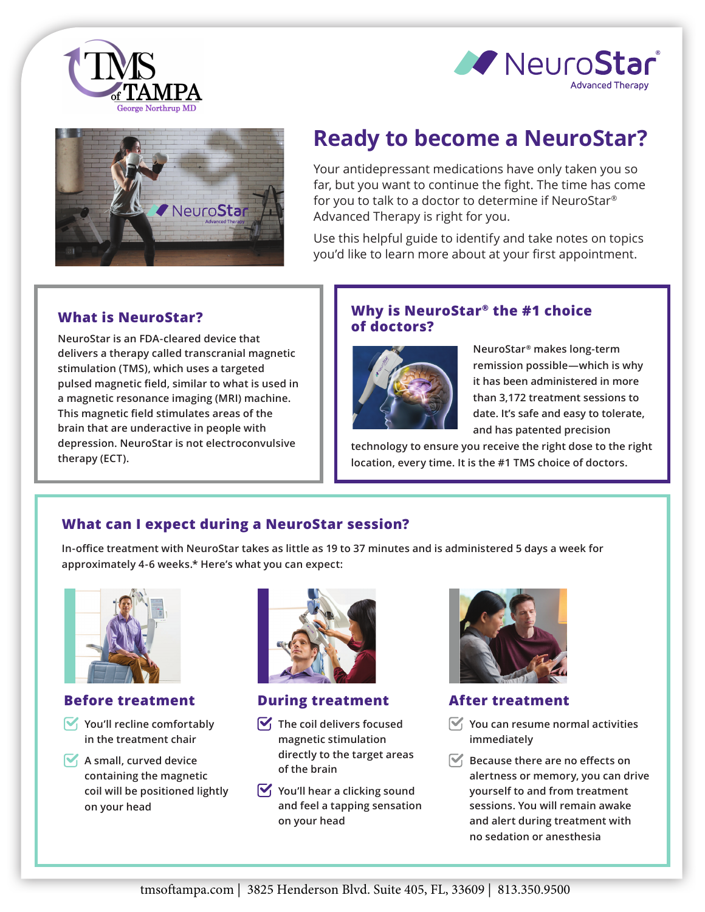TMS of TAMPA
George Northrup MD

NeuroStar® Advanced Therapy

# Ready to become a NeuroStar?

Your antidepressant medications have only taken you so far, but you want to continue the fight. The time has come for you to talk to a doctor to determine if NeuroStar® Advanced Therapy is right for you.

Use this helpful guide to identify and take notes on topics you'd like to learn more about at your first appointment.

## What is NeuroStar?

NeuroStar is an FDA-cleared device that delivers a therapy called transcranial magnetic stimulation (TMS), which uses a targeted pulsed magnetic field, similar to what is used in a magnetic resonance imaging (MRI) machine. This magnetic field stimulates areas of the brain that are underactive in people with depression. NeuroStar is not electroconvulsive therapy (ECT).

## Why is NeuroStar® the #1 choice of doctors?

NeuroStar® makes long-term remission possible—which is why it has been administered in more than 3,172 treatment sessions to date. It's safe and easy to tolerate, and has patented precision technology to ensure you receive the right dose to the right location, every time. It is the #1 TMS choice of doctors.

## What can I expect during a NeuroStar session?

In-office treatment with NeuroStar takes as little as 19 to 37 minutes and is administered 5 days a week for approximately 4-6 weeks.* Here's what you can expect:

### Before treatment

- You'll recline comfortably in the treatment chair
- A small, curved device containing the magnetic coil will be positioned lightly on your head

### During treatment

- The coil delivers focused magnetic stimulation directly to the target areas of the brain
- You'll hear a clicking sound and feel a tapping sensation on your head

### After treatment

- You can resume normal activities immediately
- Because there are no effects on alertness or memory, you can drive yourself to and from treatment sessions. You will remain awake and alert during treatment with no sedation or anesthesia

tmsoftampa.com | 3825 Henderson Blvd. Suite 405, FL, 33609 | 813.350.9500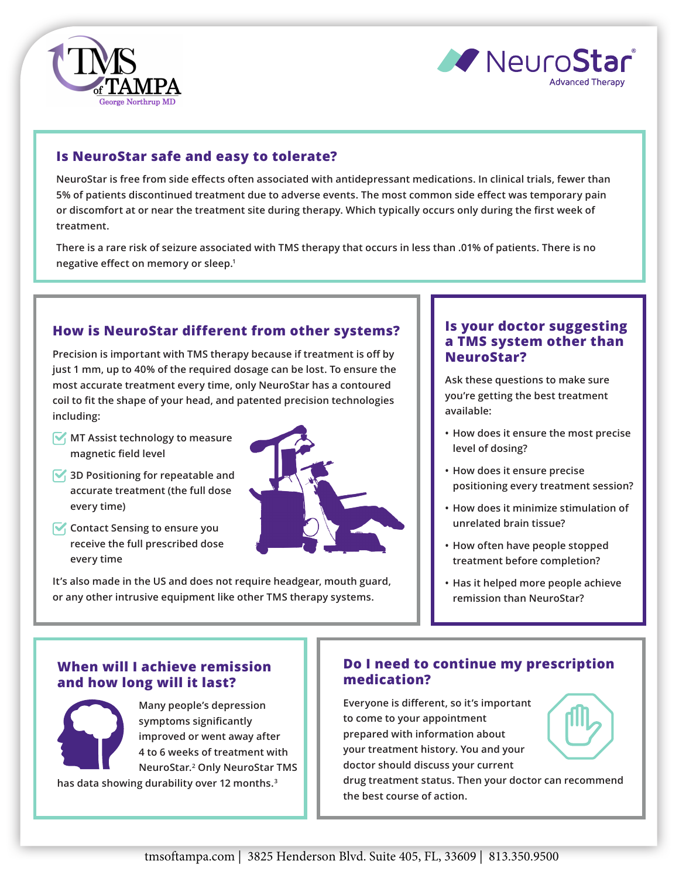## Is NeuroStar safe and easy to tolerate?

NeuroStar is free from side effects often associated with antidepressant medications. In clinical trials, fewer than 5% of patients discontinued treatment due to adverse events. The most common side effect was temporary pain or discomfort at or near the treatment site during therapy. Which typically occurs only during the first week of treatment.

There is a rare risk of seizure associated with TMS therapy that occurs in less than .01% of patients. There is no negative effect on memory or sleep.[1]

## How is NeuroStar different from other systems?

Precision is important with TMS therapy because if treatment is off by just 1 mm, up to 40% of the required dosage can be lost. To ensure the most accurate treatment every time, only NeuroStar has a contoured coil to fit the shape of your head, and patented precision technologies including:

- MT Assist technology to measure magnetic field level
- 3D Positioning for repeatable and accurate treatment (the full dose every time)
- Contact Sensing to ensure you receive the full prescribed dose every time

It's also made in the US and does not require headgear, mouth guard, or any other intrusive equipment like other TMS therapy systems.

## Is your doctor suggesting a TMS system other than NeuroStar?

Ask these questions to make sure you're getting the best treatment available:

- How does it ensure the most precise level of dosing?
- How does it ensure precise positioning every treatment session?
- How does it minimize stimulation of unrelated brain tissue?
- How often have people stopped treatment before completion?
- Has it helped more people achieve remission than NeuroStar?

## When will I achieve remission and how long will it last?

Many people's depression symptoms significantly improved or went away after 4 to 6 weeks of treatment with NeuroStar.[2] Only NeuroStar TMS has data showing durability over 12 months.[3]

## Do I need to continue my prescription medication?

Everyone is different, so it's important to come to your appointment prepared with information about your treatment history. You and your doctor should discuss your current drug treatment status. Then your doctor can recommend the best course of action.

tmsoftampa.com | 3825 Henderson Blvd. Suite 405, FL, 33609 | 813.350.9500